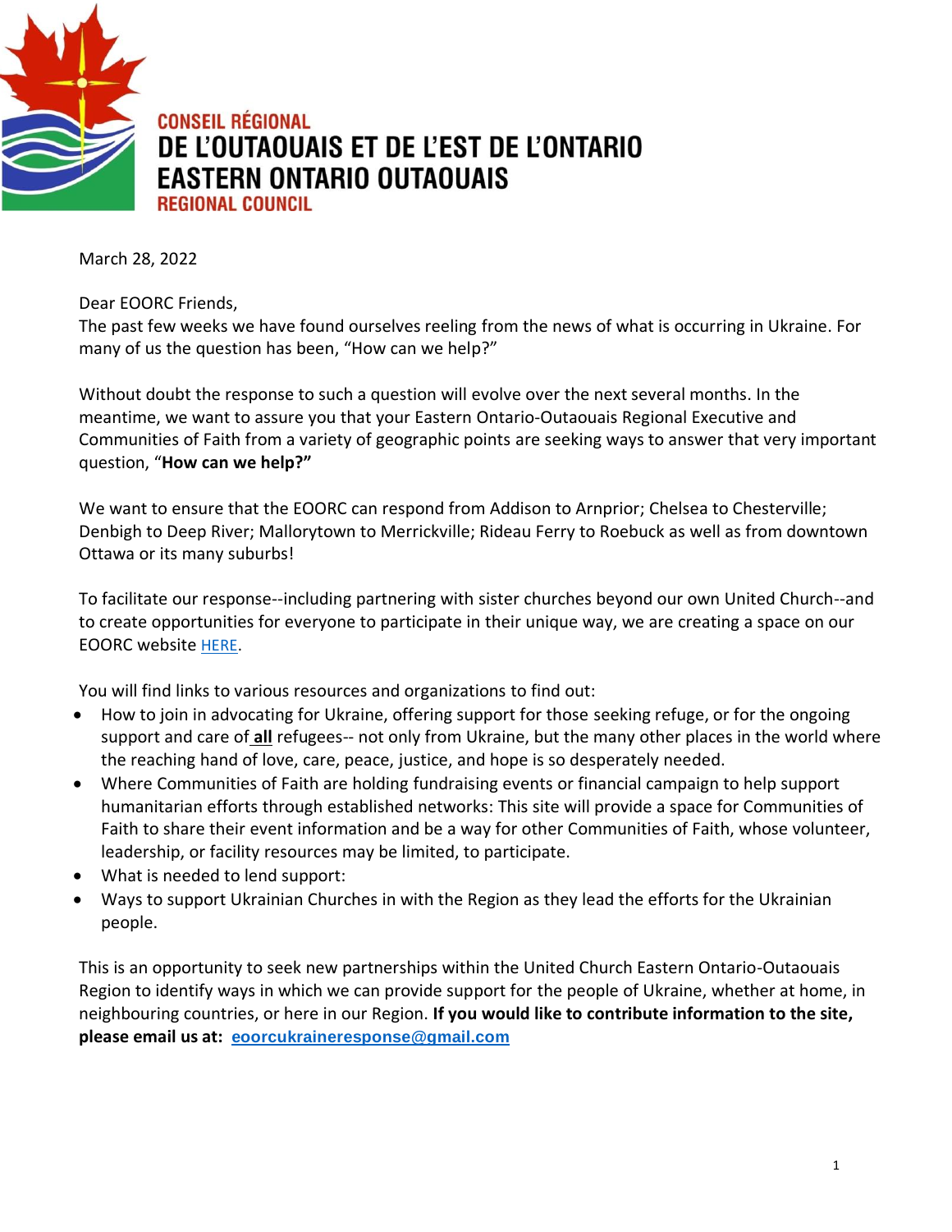**CONSEIL RÉGIONAL DE L'OUTAOUAIS ET DE L'EST DE L'ONTARIO**
**EASTERN ONTARIO OUTAOUAIS REGIONAL COUNCIL**

March 28, 2022

Dear EOORC Friends,
The past few weeks we have found ourselves reeling from the news of what is occurring in Ukraine. For many of us the question has been, "How can we help?"

Without doubt the response to such a question will evolve over the next several months. In the meantime, we want to assure you that your Eastern Ontario-Outaouais Regional Executive and Communities of Faith from a variety of geographic points are seeking ways to answer that very important question, "**How can we help?"**

We want to ensure that the EOORC can respond from Addison to Arnprior; Chelsea to Chesterville; Denbigh to Deep River; Mallorytown to Merrickville; Rideau Ferry to Roebuck as well as from downtown Ottawa or its many suburbs!

To facilitate our response--including partnering with sister churches beyond our own United Church--and to create opportunities for everyone to participate in their unique way, we are creating a space on our EOORC website HERE.

You will find links to various resources and organizations to find out:

- How to join in advocating for Ukraine, offering support for those seeking refuge, or for the ongoing support and care of **all** refugees-- not only from Ukraine, but the many other places in the world where the reaching hand of love, care, peace, justice, and hope is so desperately needed.
- Where Communities of Faith are holding fundraising events or financial campaign to help support humanitarian efforts through established networks: This site will provide a space for Communities of Faith to share their event information and be a way for other Communities of Faith, whose volunteer, leadership, or facility resources may be limited, to participate.
- What is needed to lend support:
- Ways to support Ukrainian Churches in with the Region as they lead the efforts for the Ukrainian people.

This is an opportunity to seek new partnerships within the United Church Eastern Ontario-Outaouais Region to identify ways in which we can provide support for the people of Ukraine, whether at home, in neighbouring countries, or here in our Region. **If you would like to contribute information to the site, please email us at: eoorcukraineresponse@gmail.com**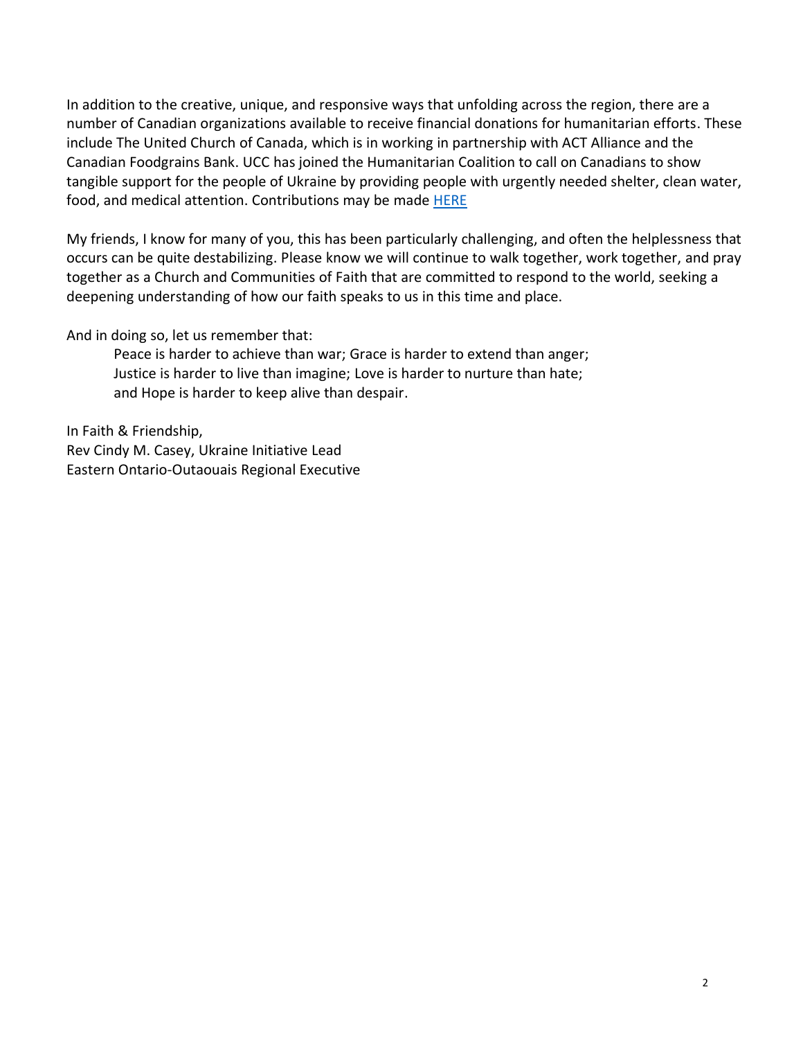In addition to the creative, unique, and responsive ways that unfolding across the region, there are a number of Canadian organizations available to receive financial donations for humanitarian efforts. These include The United Church of Canada, which is in working in partnership with ACT Alliance and the Canadian Foodgrains Bank. UCC has joined the Humanitarian Coalition to call on Canadians to show tangible support for the people of Ukraine by providing people with urgently needed shelter, clean water, food, and medical attention. Contributions may be made HERE

My friends, I know for many of you, this has been particularly challenging, and often the helplessness that occurs can be quite destabilizing. Please know we will continue to walk together, work together, and pray together as a Church and Communities of Faith that are committed to respond to the world, seeking a deepening understanding of how our faith speaks to us in this time and place.

And in doing so, let us remember that:

> Peace is harder to achieve than war; Grace is harder to extend than anger;
> Justice is harder to live than imagine; Love is harder to nurture than hate;
> and Hope is harder to keep alive than despair.

In Faith & Friendship,
Rev Cindy M. Casey, Ukraine Initiative Lead
Eastern Ontario-Outaouais Regional Executive